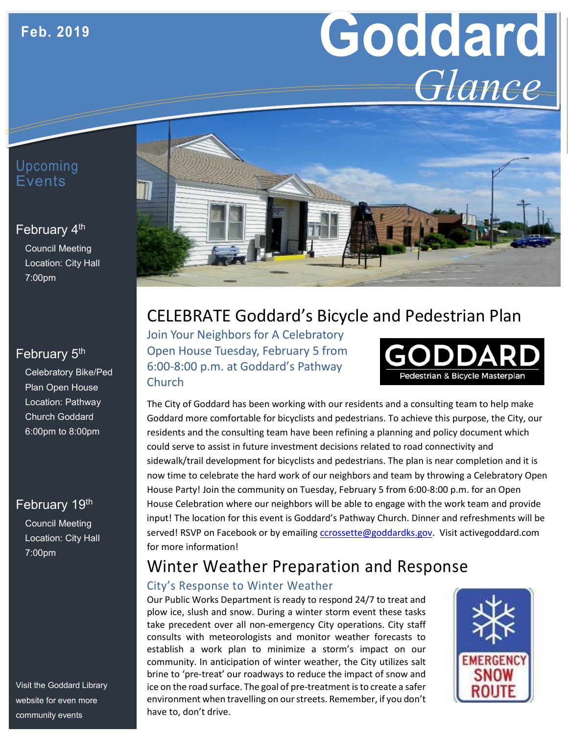Feb. 2019

# Goddard *Glance*

## Upcoming Events

**February 4th**

Council Meeting
Location: City Hall
7:00pm

**February 5th**

Celebratory Bike/Ped Plan Open House
Location: Pathway Church Goddard
6:00pm to 8:00pm

**February 19th**

Council Meeting
Location: City Hall
7:00pm

Visit the Goddard Library website for even more community events

## CELEBRATE Goddard's Bicycle and Pedestrian Plan

### Join Your Neighbors for A Celebratory Open House Tuesday, February 5 from 6:00-8:00 p.m. at Goddard's Pathway Church

GODDARD
Pedestrian & Bicycle Masterplan

The City of Goddard has been working with our residents and a consulting team to help make Goddard more comfortable for bicyclists and pedestrians. To achieve this purpose, the City, our residents and the consulting team have been refining a planning and policy document which could serve to assist in future investment decisions related to road connectivity and sidewalk/trail development for bicyclists and pedestrians. The plan is near completion and it is now time to celebrate the hard work of our neighbors and team by throwing a Celebratory Open House Party! Join the community on Tuesday, February 5 from 6:00-8:00 p.m. for an Open House Celebration where our neighbors will be able to engage with the work team and provide input! The location for this event is Goddard's Pathway Church. Dinner and refreshments will be served! RSVP on Facebook or by emailing ccrossette@goddardks.gov. Visit activegoddard.com for more information!

## Winter Weather Preparation and Response

### City's Response to Winter Weather

Our Public Works Department is ready to respond 24/7 to treat and plow ice, slush and snow. During a winter storm event these tasks take precedent over all non-emergency City operations. City staff consults with meteorologists and monitor weather forecasts to establish a work plan to minimize a storm's impact on our community. In anticipation of winter weather, the City utilizes salt brine to 'pre-treat' our roadways to reduce the impact of snow and ice on the road surface. The goal of pre-treatment is to create a safer environment when travelling on our streets. Remember, if you don't have to, don't drive.

EMERGENCY SNOW ROUTE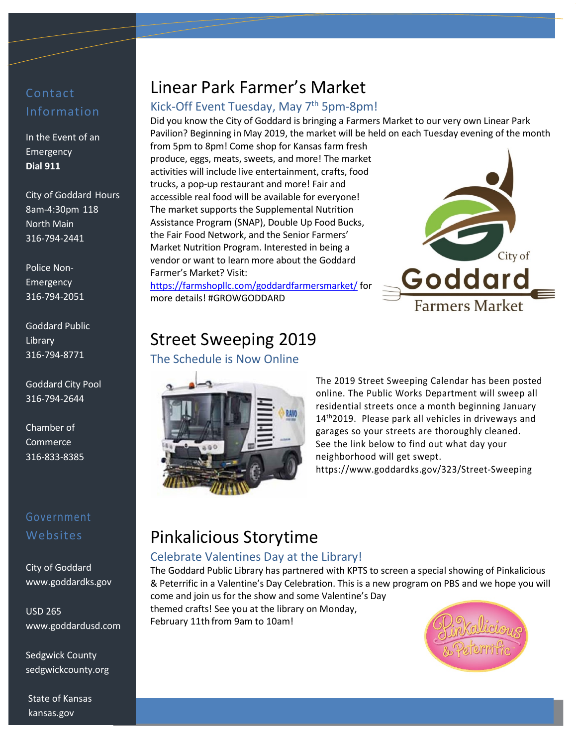## Contact Information

In the Event of an Emergency
**Dial 911**

City of Goddard Hours 8am-4:30pm 118 North Main
316-794-2441

Police Non-Emergency
316-794-2051

Goddard Public Library
316-794-8771

Goddard City Pool
316-794-2644

Chamber of Commerce
316-833-8385

## Government Websites

City of Goddard
www.goddardks.gov

USD 265
www.goddardusd.com

Sedgwick County
sedgwickcounty.org

State of Kansas
kansas.gov

# Linear Park Farmer's Market

### Kick-Off Event Tuesday, May 7th 5pm-8pm!

Did you know the City of Goddard is bringing a Farmers Market to our very own Linear Park Pavilion? Beginning in May 2019, the market will be held on each Tuesday evening of the month from 5pm to 8pm! Come shop for Kansas farm fresh produce, eggs, meats, sweets, and more! The market activities will include live entertainment, crafts, food trucks, a pop-up restaurant and more! Fair and accessible real food will be available for everyone! The market supports the Supplemental Nutrition Assistance Program (SNAP), Double Up Food Bucks, the Fair Food Network, and the Senior Farmers' Market Nutrition Program. Interested in being a vendor or want to learn more about the Goddard Farmer's Market? Visit: https://farmshopllc.com/goddardfarmersmarket/ for more details! #GROWGODDARD

# Street Sweeping 2019

### The Schedule is Now Online

The 2019 Street Sweeping Calendar has been posted online. The Public Works Department will sweep all residential streets once a month beginning January 14th 2019. Please park all vehicles in driveways and garages so your streets are thoroughly cleaned. See the link below to find out what day your neighborhood will get swept.
https://www.goddardks.gov/323/Street-Sweeping

# Pinkalicious Storytime

### Celebrate Valentines Day at the Library!

The Goddard Public Library has partnered with KPTS to screen a special showing of Pinkalicious & Peterrific in a Valentine's Day Celebration. This is a new program on PBS and we hope you will come and join us for the show and some Valentine's Day themed crafts! See you at the library on Monday, February 11th from 9am to 10am!